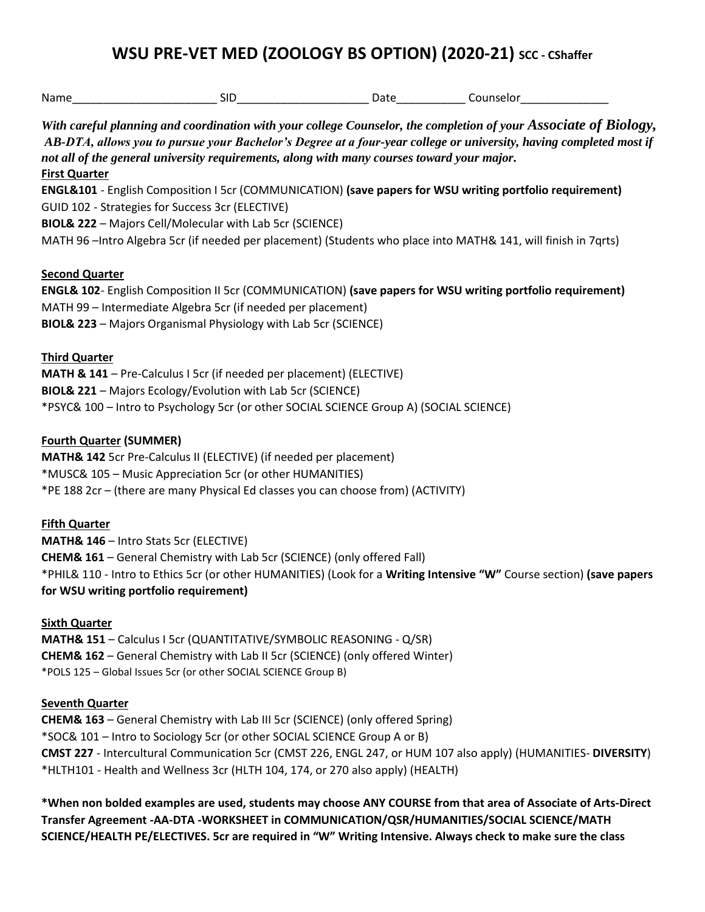# WSU PRE-VET MED (ZOOLOGY BS OPTION) (2020-21) SCC - CShaffer

Name_______________________ SID_____________________ Date___________ Counselor______________

***With careful planning and coordination with your college Counselor, the completion of your Associate of Biology, AB-DTA, allows you to pursue your Bachelor's Degree at a four-year college or university, having completed most if not all of the general university requirements, along with many courses toward your major.***

**First Quarter**

**ENGL&101** - English Composition I 5cr (COMMUNICATION) **(save papers for WSU writing portfolio requirement)**
GUID 102 - Strategies for Success 3cr (ELECTIVE)
**BIOL& 222** – Majors Cell/Molecular with Lab 5cr (SCIENCE)
MATH 96 –Intro Algebra 5cr (if needed per placement) (Students who place into MATH& 141, will finish in 7qrts)

**Second Quarter**

**ENGL& 102**- English Composition II 5cr (COMMUNICATION) **(save papers for WSU writing portfolio requirement)**
MATH 99 – Intermediate Algebra 5cr (if needed per placement)
**BIOL& 223** – Majors Organismal Physiology with Lab 5cr (SCIENCE)

**Third Quarter**

**MATH & 141** – Pre-Calculus I 5cr (if needed per placement) (ELECTIVE)
**BIOL& 221** – Majors Ecology/Evolution with Lab 5cr (SCIENCE)
*PSYC& 100 – Intro to Psychology 5cr (or other SOCIAL SCIENCE Group A) (SOCIAL SCIENCE)

**Fourth Quarter (SUMMER)**

**MATH& 142** 5cr Pre-Calculus II (ELECTIVE) (if needed per placement)
*MUSC& 105 – Music Appreciation 5cr (or other HUMANITIES)
*PE 188 2cr – (there are many Physical Ed classes you can choose from) (ACTIVITY)

**Fifth Quarter**

**MATH& 146** – Intro Stats 5cr (ELECTIVE)
**CHEM& 161** – General Chemistry with Lab 5cr (SCIENCE) (only offered Fall)
*PHIL& 110 - Intro to Ethics 5cr (or other HUMANITIES) (Look for a **Writing Intensive "W"** Course section) **(save papers for WSU writing portfolio requirement)**

**Sixth Quarter**

**MATH& 151** – Calculus I 5cr (QUANTITATIVE/SYMBOLIC REASONING - Q/SR)
**CHEM& 162** – General Chemistry with Lab II 5cr (SCIENCE) (only offered Winter)
*POLS 125 – Global Issues 5cr (or other SOCIAL SCIENCE Group B)

**Seventh Quarter**

**CHEM& 163** – General Chemistry with Lab III 5cr (SCIENCE) (only offered Spring)
*SOC& 101 – Intro to Sociology 5cr (or other SOCIAL SCIENCE Group A or B)
**CMST 227** - Intercultural Communication 5cr (CMST 226, ENGL 247, or HUM 107 also apply) (HUMANITIES- **DIVERSITY**)
*HLTH101 - Health and Wellness 3cr (HLTH 104, 174, or 270 also apply) (HEALTH)

**\*When non bolded examples are used, students may choose ANY COURSE from that area of Associate of Arts-Direct Transfer Agreement -AA-DTA -WORKSHEET in COMMUNICATION/QSR/HUMANITIES/SOCIAL SCIENCE/MATH SCIENCE/HEALTH PE/ELECTIVES. 5cr are required in "W" Writing Intensive. Always check to make sure the class**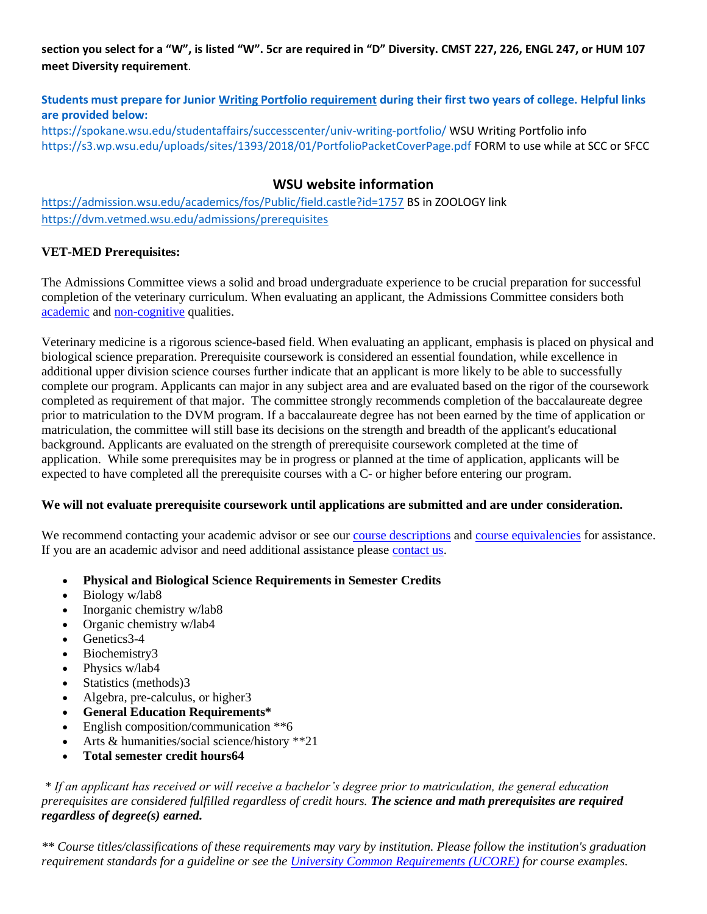**section you select for a "W", is listed "W". 5cr are required in "D" Diversity. CMST 227, 226, ENGL 247, or HUM 107 meet Diversity requirement**.

**Students must prepare for Junior [Writing Portfolio requirement](#) during their first two years of college. Helpful links are provided below:**

https://spokane.wsu.edu/studentaffairs/successcenter/univ-writing-portfolio/ WSU Writing Portfolio info
https://s3.wp.wsu.edu/uploads/sites/1393/2018/01/PortfolioPacketCoverPage.pdf FORM to use while at SCC or SFCC

## WSU website information

https://admission.wsu.edu/academics/fos/Public/field.castle?id=1757 BS in ZOOLOGY link
https://dvm.vetmed.wsu.edu/admissions/prerequisites

### VET-MED Prerequisites:

The Admissions Committee views a solid and broad undergraduate experience to be crucial preparation for successful completion of the veterinary curriculum. When evaluating an applicant, the Admissions Committee considers both [academic](#) and [non-cognitive](#) qualities.

Veterinary medicine is a rigorous science-based field. When evaluating an applicant, emphasis is placed on physical and biological science preparation. Prerequisite coursework is considered an essential foundation, while excellence in additional upper division science courses further indicate that an applicant is more likely to be able to successfully complete our program. Applicants can major in any subject area and are evaluated based on the rigor of the coursework completed as requirement of that major. The committee strongly recommends completion of the baccalaureate degree prior to matriculation to the DVM program. If a baccalaureate degree has not been earned by the time of application or matriculation, the committee will still base its decisions on the strength and breadth of the applicant's educational background. Applicants are evaluated on the strength of prerequisite coursework completed at the time of application. While some prerequisites may be in progress or planned at the time of application, applicants will be expected to have completed all the prerequisite courses with a C- or higher before entering our program.

**We will not evaluate prerequisite coursework until applications are submitted and are under consideration.**

We recommend contacting your academic advisor or see our [course descriptions](#) and [course equivalencies](#) for assistance. If you are an academic advisor and need additional assistance please [contact us](#).

- **Physical and Biological Science Requirements in Semester Credits**
- Biology w/lab8
- Inorganic chemistry w/lab8
- Organic chemistry w/lab4
- Genetics3-4
- Biochemistry3
- Physics w/lab4
- Statistics (methods)3
- Algebra, pre-calculus, or higher3
- **General Education Requirements***
- English composition/communication **6
- Arts & humanities/social science/history **21
- **Total semester credit hours64**

*\* If an applicant has received or will receive a bachelor's degree prior to matriculation, the general education prerequisites are considered fulfilled regardless of credit hours.* ***The science and math prerequisites are required regardless of degree(s) earned.***

*\*\* Course titles/classifications of these requirements may vary by institution. Please follow the institution's graduation requirement standards for a guideline or see the [University Common Requirements (UCORE)](#) for course examples.*